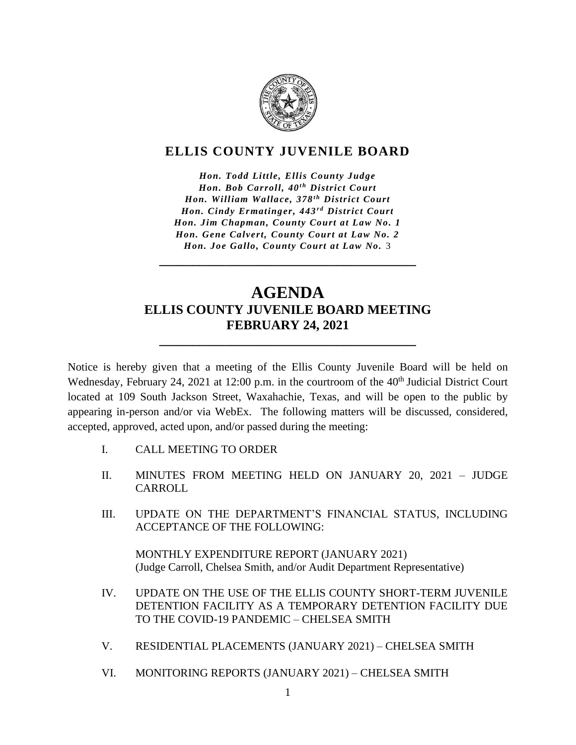# ELLIS COUNTY JUVENILE BOARD

*Hon. Todd Little, Ellis County Judge*
*Hon. Bob Carroll, 40th District Court*
*Hon. William Wallace, 378th District Court*
*Hon. Cindy Ermatinger, 443rd District Court*
*Hon. Jim Chapman, County Court at Law No. 1*
*Hon. Gene Calvert, County Court at Law No. 2*
*Hon. Joe Gallo, County Court at Law No. 3*

---

# AGENDA
## ELLIS COUNTY JUVENILE BOARD MEETING
## FEBRUARY 24, 2021

---

Notice is hereby given that a meeting of the Ellis County Juvenile Board will be held on Wednesday, February 24, 2021 at 12:00 p.m. in the courtroom of the 40th Judicial District Court located at 109 South Jackson Street, Waxahachie, Texas, and will be open to the public by appearing in-person and/or via WebEx. The following matters will be discussed, considered, accepted, approved, acted upon, and/or passed during the meeting:

I. CALL MEETING TO ORDER

II. MINUTES FROM MEETING HELD ON JANUARY 20, 2021 – JUDGE CARROLL

III. UPDATE ON THE DEPARTMENT'S FINANCIAL STATUS, INCLUDING ACCEPTANCE OF THE FOLLOWING:

MONTHLY EXPENDITURE REPORT (JANUARY 2021)
(Judge Carroll, Chelsea Smith, and/or Audit Department Representative)

IV. UPDATE ON THE USE OF THE ELLIS COUNTY SHORT-TERM JUVENILE DETENTION FACILITY AS A TEMPORARY DETENTION FACILITY DUE TO THE COVID-19 PANDEMIC – CHELSEA SMITH

V. RESIDENTIAL PLACEMENTS (JANUARY 2021) – CHELSEA SMITH

VI. MONITORING REPORTS (JANUARY 2021) – CHELSEA SMITH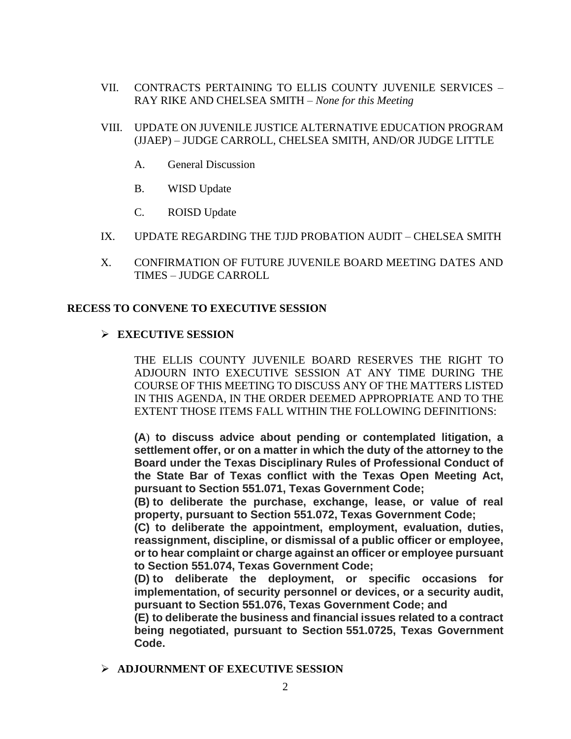VII. CONTRACTS PERTAINING TO ELLIS COUNTY JUVENILE SERVICES – RAY RIKE AND CHELSEA SMITH – *None for this Meeting*

VIII. UPDATE ON JUVENILE JUSTICE ALTERNATIVE EDUCATION PROGRAM (JJAEP) – JUDGE CARROLL, CHELSEA SMITH, AND/OR JUDGE LITTLE

   A. General Discussion

   B. WISD Update

   C. ROISD Update

IX. UPDATE REGARDING THE TJJD PROBATION AUDIT – CHELSEA SMITH

X. CONFIRMATION OF FUTURE JUVENILE BOARD MEETING DATES AND TIMES – JUDGE CARROLL

**RECESS TO CONVENE TO EXECUTIVE SESSION**

- **EXECUTIVE SESSION**

  THE ELLIS COUNTY JUVENILE BOARD RESERVES THE RIGHT TO ADJOURN INTO EXECUTIVE SESSION AT ANY TIME DURING THE COURSE OF THIS MEETING TO DISCUSS ANY OF THE MATTERS LISTED IN THIS AGENDA, IN THE ORDER DEEMED APPROPRIATE AND TO THE EXTENT THOSE ITEMS FALL WITHIN THE FOLLOWING DEFINITIONS:

  **(A) to discuss advice about pending or contemplated litigation, a settlement offer, or on a matter in which the duty of the attorney to the Board under the Texas Disciplinary Rules of Professional Conduct of the State Bar of Texas conflict with the Texas Open Meeting Act, pursuant to Section 551.071, Texas Government Code;**
  **(B) to deliberate the purchase, exchange, lease, or value of real property, pursuant to Section 551.072, Texas Government Code;**
  **(C) to deliberate the appointment, employment, evaluation, duties, reassignment, discipline, or dismissal of a public officer or employee, or to hear complaint or charge against an officer or employee pursuant to Section 551.074, Texas Government Code;**
  **(D) to deliberate the deployment, or specific occasions for implementation, of security personnel or devices, or a security audit, pursuant to Section 551.076, Texas Government Code; and**
  **(E) to deliberate the business and financial issues related to a contract being negotiated, pursuant to Section 551.0725, Texas Government Code.**

- **ADJOURNMENT OF EXECUTIVE SESSION**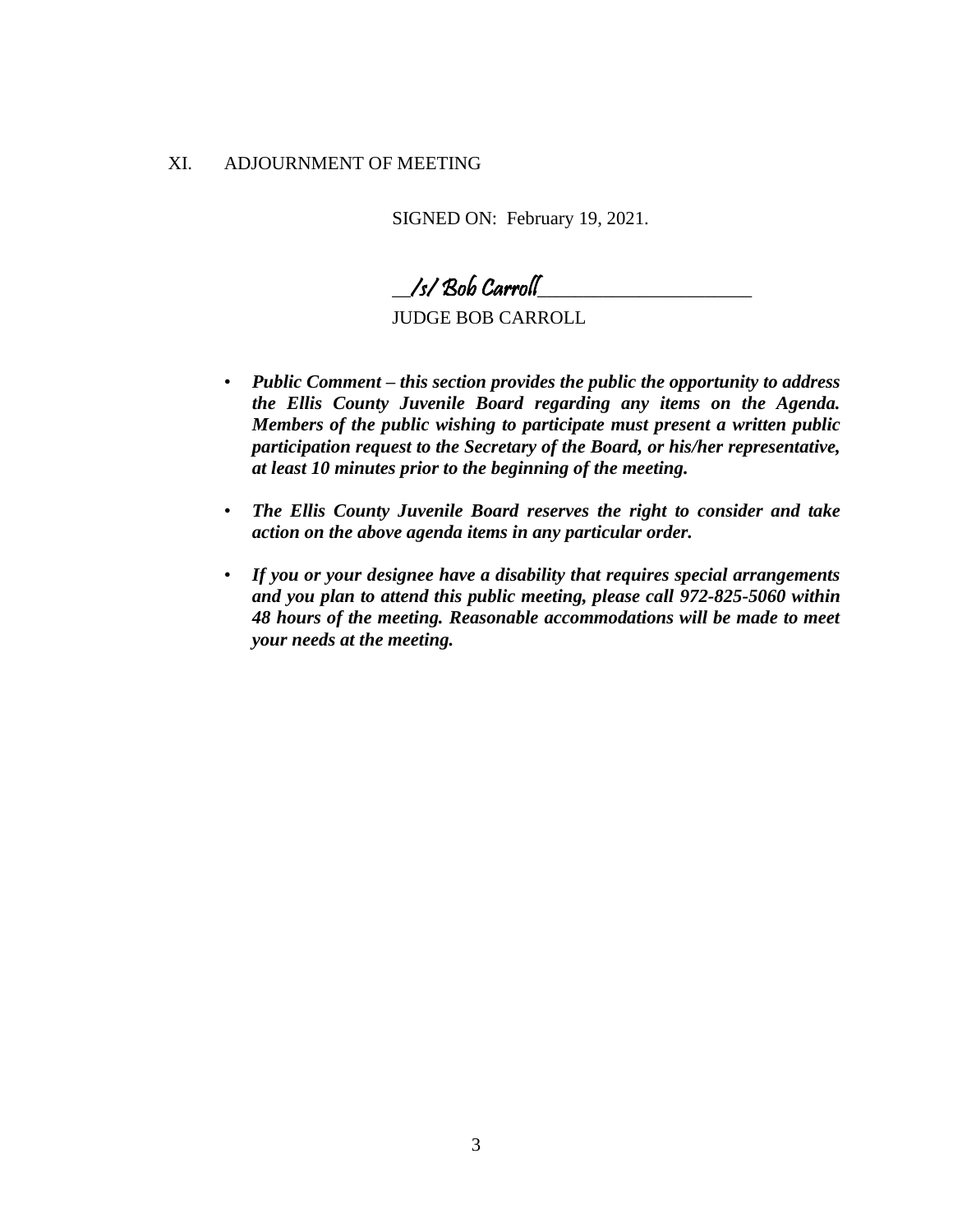XI. ADJOURNMENT OF MEETING

SIGNED ON: February 19, 2021.

__/s/ Bob Carroll____________________

JUDGE BOB CARROLL

- ***Public Comment – this section provides the public the opportunity to address the Ellis County Juvenile Board regarding any items on the Agenda. Members of the public wishing to participate must present a written public participation request to the Secretary of the Board, or his/her representative, at least 10 minutes prior to the beginning of the meeting.***

- ***The Ellis County Juvenile Board reserves the right to consider and take action on the above agenda items in any particular order.***

- ***If you or your designee have a disability that requires special arrangements and you plan to attend this public meeting, please call 972-825-5060 within 48 hours of the meeting. Reasonable accommodations will be made to meet your needs at the meeting.***